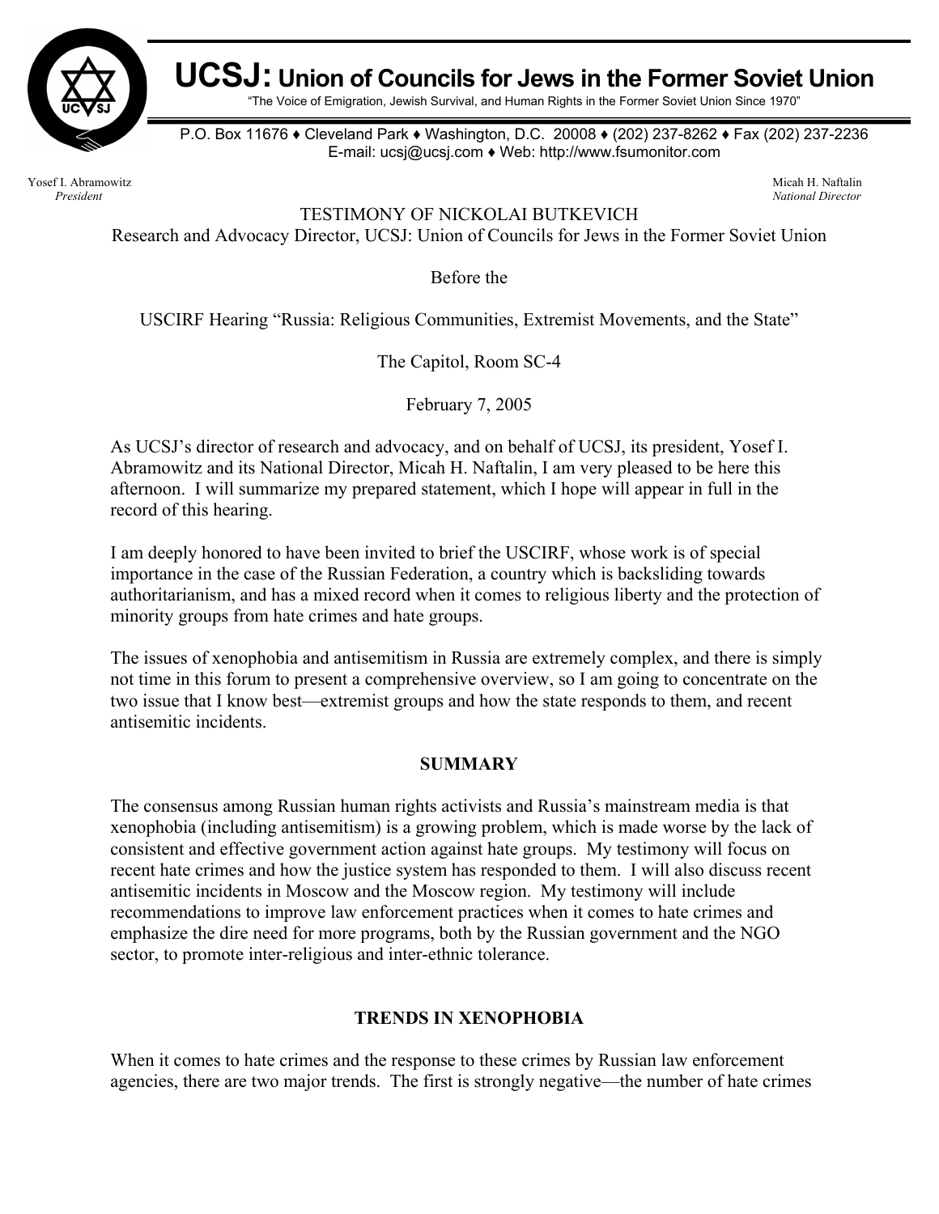# UCSJ: Union of Councils for Jews in the Former Soviet Union

"The Voice of Emigration, Jewish Survival, and Human Rights in the Former Soviet Union Since 1970"

P.O. Box 11676 ♦ Cleveland Park ♦ Washington, D.C. 20008 ♦ (202) 237-8262 ♦ Fax (202) 237-2236
E-mail: ucsj@ucsj.com ♦ Web: http://www.fsumonitor.com

Yosef I. Abramowitz
*President*

Micah H. Naftalin
*National Director*

TESTIMONY OF NICKOLAI BUTKEVICH
Research and Advocacy Director, UCSJ: Union of Councils for Jews in the Former Soviet Union

Before the

USCIRF Hearing "Russia: Religious Communities, Extremist Movements, and the State"

The Capitol, Room SC-4

February 7, 2005

As UCSJ's director of research and advocacy, and on behalf of UCSJ, its president, Yosef I. Abramowitz and its National Director, Micah H. Naftalin, I am very pleased to be here this afternoon. I will summarize my prepared statement, which I hope will appear in full in the record of this hearing.

I am deeply honored to have been invited to brief the USCIRF, whose work is of special importance in the case of the Russian Federation, a country which is backsliding towards authoritarianism, and has a mixed record when it comes to religious liberty and the protection of minority groups from hate crimes and hate groups.

The issues of xenophobia and antisemitism in Russia are extremely complex, and there is simply not time in this forum to present a comprehensive overview, so I am going to concentrate on the two issue that I know best—extremist groups and how the state responds to them, and recent antisemitic incidents.

## SUMMARY

The consensus among Russian human rights activists and Russia's mainstream media is that xenophobia (including antisemitism) is a growing problem, which is made worse by the lack of consistent and effective government action against hate groups. My testimony will focus on recent hate crimes and how the justice system has responded to them. I will also discuss recent antisemitic incidents in Moscow and the Moscow region. My testimony will include recommendations to improve law enforcement practices when it comes to hate crimes and emphasize the dire need for more programs, both by the Russian government and the NGO sector, to promote inter-religious and inter-ethnic tolerance.

## TRENDS IN XENOPHOBIA

When it comes to hate crimes and the response to these crimes by Russian law enforcement agencies, there are two major trends. The first is strongly negative—the number of hate crimes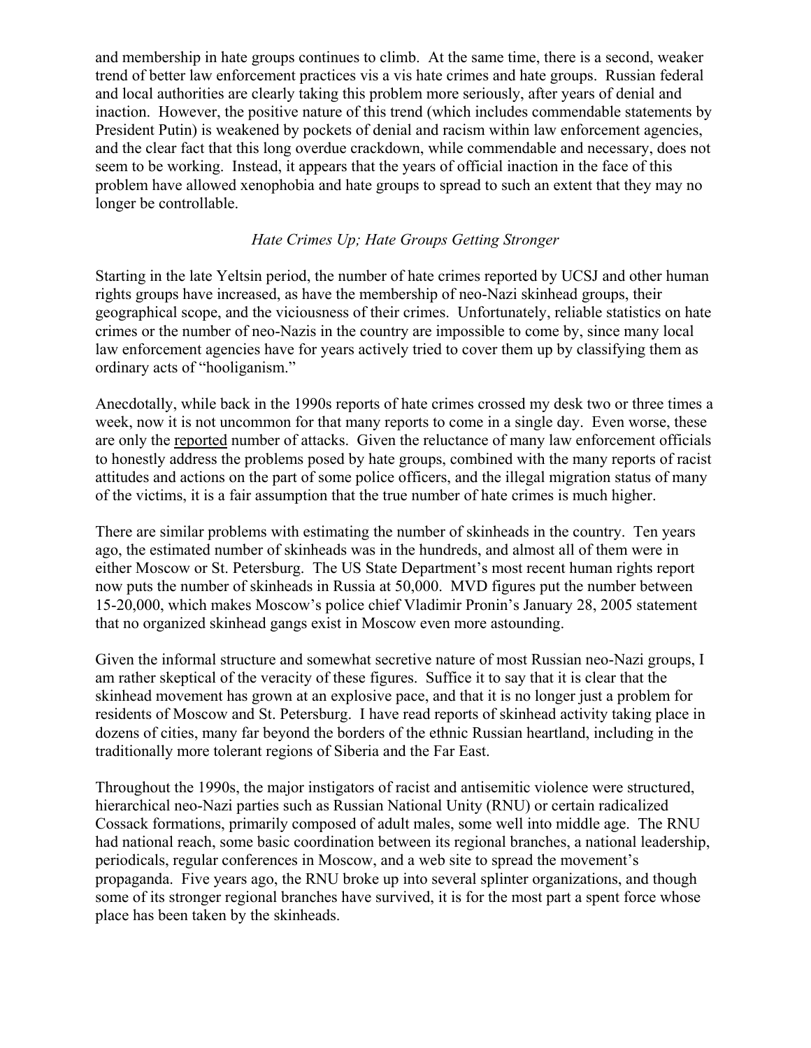and membership in hate groups continues to climb. At the same time, there is a second, weaker trend of better law enforcement practices vis a vis hate crimes and hate groups. Russian federal and local authorities are clearly taking this problem more seriously, after years of denial and inaction. However, the positive nature of this trend (which includes commendable statements by President Putin) is weakened by pockets of denial and racism within law enforcement agencies, and the clear fact that this long overdue crackdown, while commendable and necessary, does not seem to be working. Instead, it appears that the years of official inaction in the face of this problem have allowed xenophobia and hate groups to spread to such an extent that they may no longer be controllable.

*Hate Crimes Up; Hate Groups Getting Stronger*

Starting in the late Yeltsin period, the number of hate crimes reported by UCSJ and other human rights groups have increased, as have the membership of neo-Nazi skinhead groups, their geographical scope, and the viciousness of their crimes. Unfortunately, reliable statistics on hate crimes or the number of neo-Nazis in the country are impossible to come by, since many local law enforcement agencies have for years actively tried to cover them up by classifying them as ordinary acts of "hooliganism."

Anecdotally, while back in the 1990s reports of hate crimes crossed my desk two or three times a week, now it is not uncommon for that many reports to come in a single day. Even worse, these are only the <u>reported</u> number of attacks. Given the reluctance of many law enforcement officials to honestly address the problems posed by hate groups, combined with the many reports of racist attitudes and actions on the part of some police officers, and the illegal migration status of many of the victims, it is a fair assumption that the true number of hate crimes is much higher.

There are similar problems with estimating the number of skinheads in the country. Ten years ago, the estimated number of skinheads was in the hundreds, and almost all of them were in either Moscow or St. Petersburg. The US State Department's most recent human rights report now puts the number of skinheads in Russia at 50,000. MVD figures put the number between 15-20,000, which makes Moscow's police chief Vladimir Pronin's January 28, 2005 statement that no organized skinhead gangs exist in Moscow even more astounding.

Given the informal structure and somewhat secretive nature of most Russian neo-Nazi groups, I am rather skeptical of the veracity of these figures. Suffice it to say that it is clear that the skinhead movement has grown at an explosive pace, and that it is no longer just a problem for residents of Moscow and St. Petersburg. I have read reports of skinhead activity taking place in dozens of cities, many far beyond the borders of the ethnic Russian heartland, including in the traditionally more tolerant regions of Siberia and the Far East.

Throughout the 1990s, the major instigators of racist and antisemitic violence were structured, hierarchical neo-Nazi parties such as Russian National Unity (RNU) or certain radicalized Cossack formations, primarily composed of adult males, some well into middle age. The RNU had national reach, some basic coordination between its regional branches, a national leadership, periodicals, regular conferences in Moscow, and a web site to spread the movement's propaganda. Five years ago, the RNU broke up into several splinter organizations, and though some of its stronger regional branches have survived, it is for the most part a spent force whose place has been taken by the skinheads.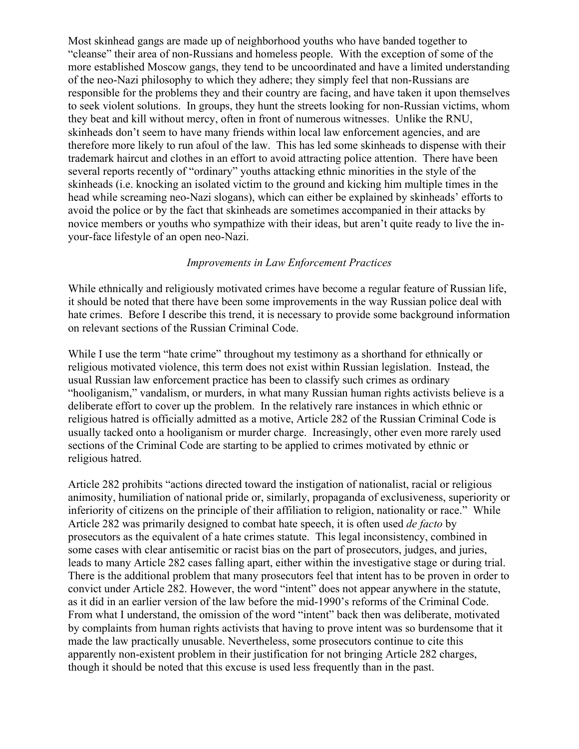Most skinhead gangs are made up of neighborhood youths who have banded together to "cleanse" their area of non-Russians and homeless people. With the exception of some of the more established Moscow gangs, they tend to be uncoordinated and have a limited understanding of the neo-Nazi philosophy to which they adhere; they simply feel that non-Russians are responsible for the problems they and their country are facing, and have taken it upon themselves to seek violent solutions. In groups, they hunt the streets looking for non-Russian victims, whom they beat and kill without mercy, often in front of numerous witnesses. Unlike the RNU, skinheads don't seem to have many friends within local law enforcement agencies, and are therefore more likely to run afoul of the law. This has led some skinheads to dispense with their trademark haircut and clothes in an effort to avoid attracting police attention. There have been several reports recently of "ordinary" youths attacking ethnic minorities in the style of the skinheads (i.e. knocking an isolated victim to the ground and kicking him multiple times in the head while screaming neo-Nazi slogans), which can either be explained by skinheads' efforts to avoid the police or by the fact that skinheads are sometimes accompanied in their attacks by novice members or youths who sympathize with their ideas, but aren't quite ready to live the in-your-face lifestyle of an open neo-Nazi.

*Improvements in Law Enforcement Practices*

While ethnically and religiously motivated crimes have become a regular feature of Russian life, it should be noted that there have been some improvements in the way Russian police deal with hate crimes. Before I describe this trend, it is necessary to provide some background information on relevant sections of the Russian Criminal Code.

While I use the term "hate crime" throughout my testimony as a shorthand for ethnically or religious motivated violence, this term does not exist within Russian legislation. Instead, the usual Russian law enforcement practice has been to classify such crimes as ordinary "hooliganism," vandalism, or murders, in what many Russian human rights activists believe is a deliberate effort to cover up the problem. In the relatively rare instances in which ethnic or religious hatred is officially admitted as a motive, Article 282 of the Russian Criminal Code is usually tacked onto a hooliganism or murder charge. Increasingly, other even more rarely used sections of the Criminal Code are starting to be applied to crimes motivated by ethnic or religious hatred.

Article 282 prohibits "actions directed toward the instigation of nationalist, racial or religious animosity, humiliation of national pride or, similarly, propaganda of exclusiveness, superiority or inferiority of citizens on the principle of their affiliation to religion, nationality or race." While Article 282 was primarily designed to combat hate speech, it is often used *de facto* by prosecutors as the equivalent of a hate crimes statute. This legal inconsistency, combined in some cases with clear antisemitic or racist bias on the part of prosecutors, judges, and juries, leads to many Article 282 cases falling apart, either within the investigative stage or during trial. There is the additional problem that many prosecutors feel that intent has to be proven in order to convict under Article 282. However, the word "intent" does not appear anywhere in the statute, as it did in an earlier version of the law before the mid-1990's reforms of the Criminal Code. From what I understand, the omission of the word "intent" back then was deliberate, motivated by complaints from human rights activists that having to prove intent was so burdensome that it made the law practically unusable. Nevertheless, some prosecutors continue to cite this apparently non-existent problem in their justification for not bringing Article 282 charges, though it should be noted that this excuse is used less frequently than in the past.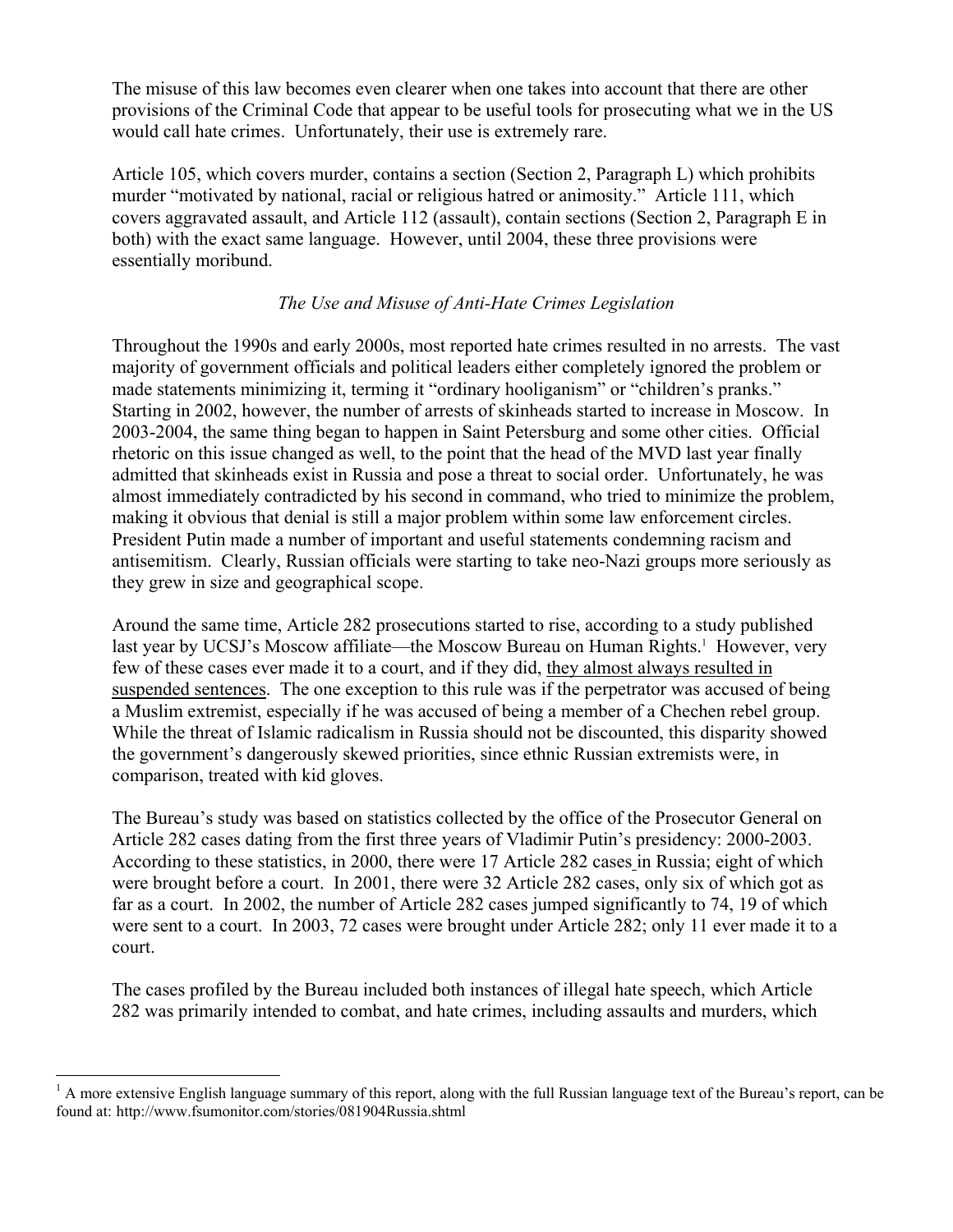The misuse of this law becomes even clearer when one takes into account that there are other provisions of the Criminal Code that appear to be useful tools for prosecuting what we in the US would call hate crimes. Unfortunately, their use is extremely rare.

Article 105, which covers murder, contains a section (Section 2, Paragraph L) which prohibits murder "motivated by national, racial or religious hatred or animosity." Article 111, which covers aggravated assault, and Article 112 (assault), contain sections (Section 2, Paragraph E in both) with the exact same language. However, until 2004, these three provisions were essentially moribund.

*The Use and Misuse of Anti-Hate Crimes Legislation*

Throughout the 1990s and early 2000s, most reported hate crimes resulted in no arrests. The vast majority of government officials and political leaders either completely ignored the problem or made statements minimizing it, terming it "ordinary hooliganism" or "children's pranks." Starting in 2002, however, the number of arrests of skinheads started to increase in Moscow. In 2003-2004, the same thing began to happen in Saint Petersburg and some other cities. Official rhetoric on this issue changed as well, to the point that the head of the MVD last year finally admitted that skinheads exist in Russia and pose a threat to social order. Unfortunately, he was almost immediately contradicted by his second in command, who tried to minimize the problem, making it obvious that denial is still a major problem within some law enforcement circles. President Putin made a number of important and useful statements condemning racism and antisemitism. Clearly, Russian officials were starting to take neo-Nazi groups more seriously as they grew in size and geographical scope.

Around the same time, Article 282 prosecutions started to rise, according to a study published last year by UCSJ's Moscow affiliate—the Moscow Bureau on Human Rights.[1] However, very few of these cases ever made it to a court, and if they did, <u>they almost always resulted in suspended sentences</u>. The one exception to this rule was if the perpetrator was accused of being a Muslim extremist, especially if he was accused of being a member of a Chechen rebel group. While the threat of Islamic radicalism in Russia should not be discounted, this disparity showed the government's dangerously skewed priorities, since ethnic Russian extremists were, in comparison, treated with kid gloves.

The Bureau's study was based on statistics collected by the office of the Prosecutor General on Article 282 cases dating from the first three years of Vladimir Putin's presidency: 2000-2003. According to these statistics, in 2000, there were 17 Article 282 cases in Russia; eight of which were brought before a court. In 2001, there were 32 Article 282 cases, only six of which got as far as a court. In 2002, the number of Article 282 cases jumped significantly to 74, 19 of which were sent to a court. In 2003, 72 cases were brought under Article 282; only 11 ever made it to a court.

The cases profiled by the Bureau included both instances of illegal hate speech, which Article 282 was primarily intended to combat, and hate crimes, including assaults and murders, which

[1] A more extensive English language summary of this report, along with the full Russian language text of the Bureau's report, can be found at: http://www.fsumonitor.com/stories/081904Russia.shtml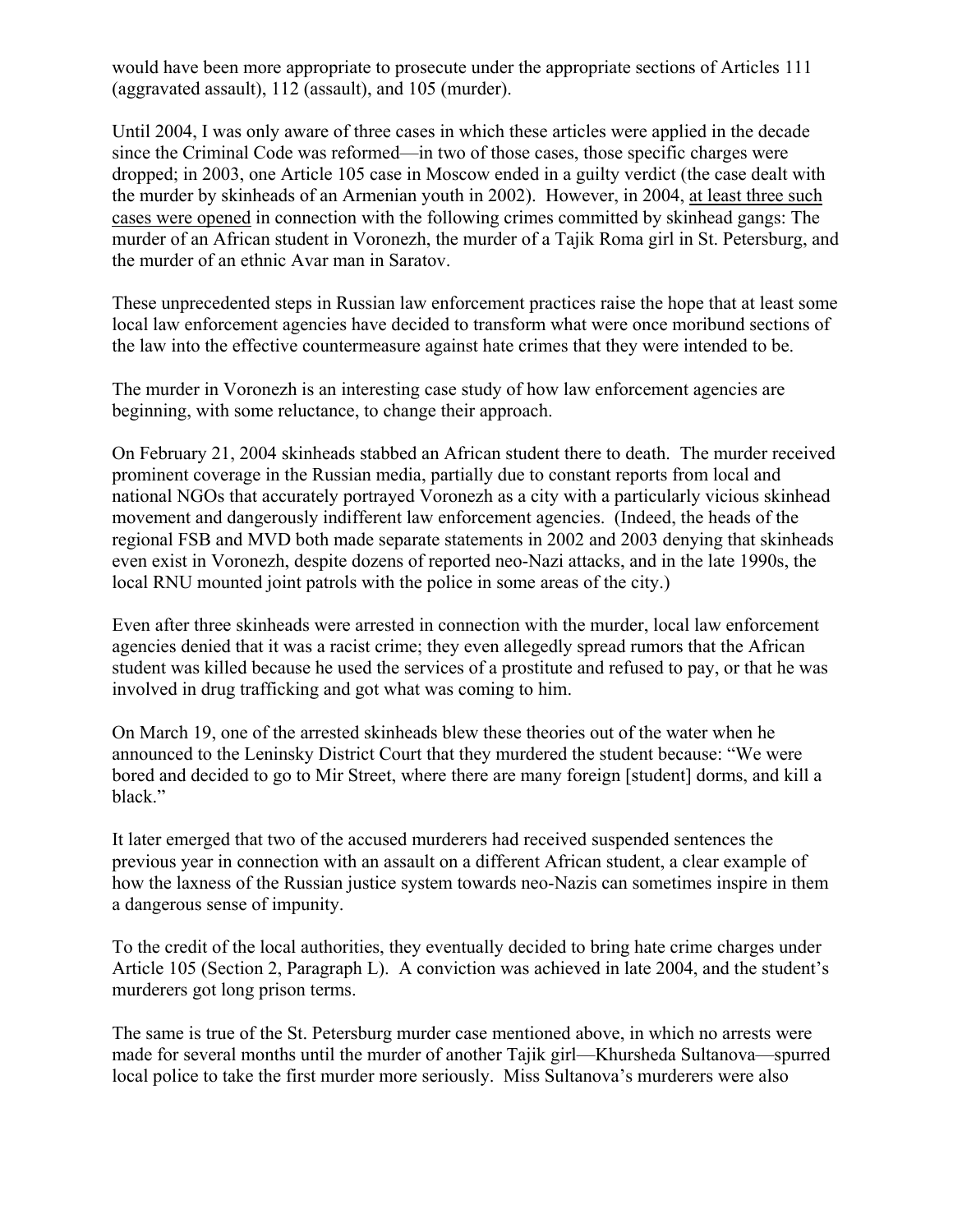would have been more appropriate to prosecute under the appropriate sections of Articles 111 (aggravated assault), 112 (assault), and 105 (murder).

Until 2004, I was only aware of three cases in which these articles were applied in the decade since the Criminal Code was reformed—in two of those cases, those specific charges were dropped; in 2003, one Article 105 case in Moscow ended in a guilty verdict (the case dealt with the murder by skinheads of an Armenian youth in 2002). However, in 2004, <u>at least three such cases were opened</u> in connection with the following crimes committed by skinhead gangs: The murder of an African student in Voronezh, the murder of a Tajik Roma girl in St. Petersburg, and the murder of an ethnic Avar man in Saratov.

These unprecedented steps in Russian law enforcement practices raise the hope that at least some local law enforcement agencies have decided to transform what were once moribund sections of the law into the effective countermeasure against hate crimes that they were intended to be.

The murder in Voronezh is an interesting case study of how law enforcement agencies are beginning, with some reluctance, to change their approach.

On February 21, 2004 skinheads stabbed an African student there to death. The murder received prominent coverage in the Russian media, partially due to constant reports from local and national NGOs that accurately portrayed Voronezh as a city with a particularly vicious skinhead movement and dangerously indifferent law enforcement agencies. (Indeed, the heads of the regional FSB and MVD both made separate statements in 2002 and 2003 denying that skinheads even exist in Voronezh, despite dozens of reported neo-Nazi attacks, and in the late 1990s, the local RNU mounted joint patrols with the police in some areas of the city.)

Even after three skinheads were arrested in connection with the murder, local law enforcement agencies denied that it was a racist crime; they even allegedly spread rumors that the African student was killed because he used the services of a prostitute and refused to pay, or that he was involved in drug trafficking and got what was coming to him.

On March 19, one of the arrested skinheads blew these theories out of the water when he announced to the Leninsky District Court that they murdered the student because: "We were bored and decided to go to Mir Street, where there are many foreign [student] dorms, and kill a black."

It later emerged that two of the accused murderers had received suspended sentences the previous year in connection with an assault on a different African student, a clear example of how the laxness of the Russian justice system towards neo-Nazis can sometimes inspire in them a dangerous sense of impunity.

To the credit of the local authorities, they eventually decided to bring hate crime charges under Article 105 (Section 2, Paragraph L). A conviction was achieved in late 2004, and the student's murderers got long prison terms.

The same is true of the St. Petersburg murder case mentioned above, in which no arrests were made for several months until the murder of another Tajik girl—Khursheda Sultanova—spurred local police to take the first murder more seriously. Miss Sultanova's murderers were also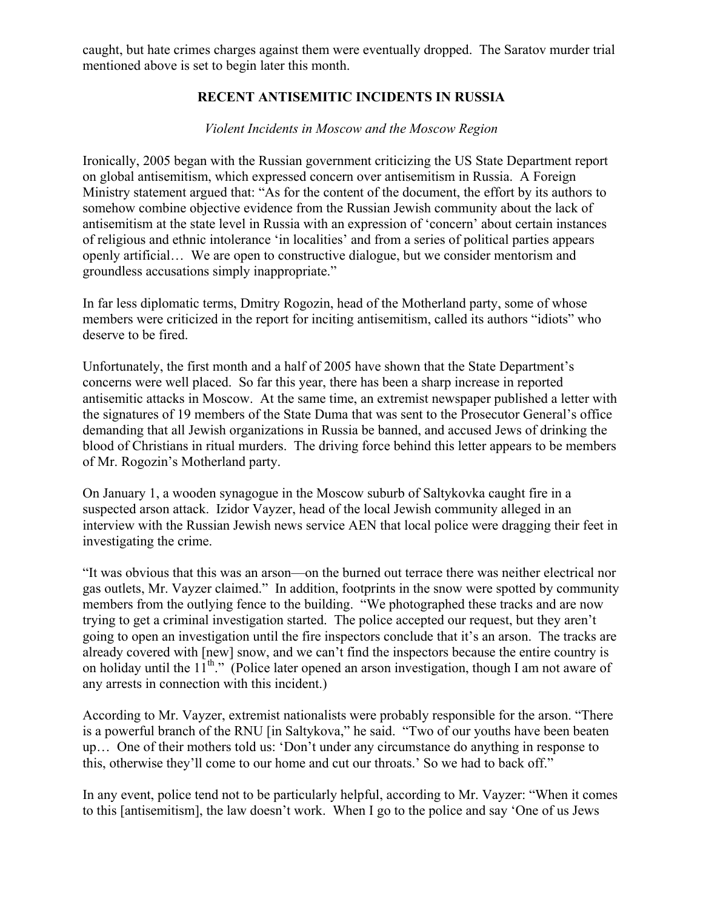caught, but hate crimes charges against them were eventually dropped. The Saratov murder trial mentioned above is set to begin later this month.

## RECENT ANTISEMITIC INCIDENTS IN RUSSIA

### *Violent Incidents in Moscow and the Moscow Region*

Ironically, 2005 began with the Russian government criticizing the US State Department report on global antisemitism, which expressed concern over antisemitism in Russia. A Foreign Ministry statement argued that: "As for the content of the document, the effort by its authors to somehow combine objective evidence from the Russian Jewish community about the lack of antisemitism at the state level in Russia with an expression of 'concern' about certain instances of religious and ethnic intolerance 'in localities' and from a series of political parties appears openly artificial… We are open to constructive dialogue, but we consider mentorism and groundless accusations simply inappropriate."

In far less diplomatic terms, Dmitry Rogozin, head of the Motherland party, some of whose members were criticized in the report for inciting antisemitism, called its authors "idiots" who deserve to be fired.

Unfortunately, the first month and a half of 2005 have shown that the State Department's concerns were well placed. So far this year, there has been a sharp increase in reported antisemitic attacks in Moscow. At the same time, an extremist newspaper published a letter with the signatures of 19 members of the State Duma that was sent to the Prosecutor General's office demanding that all Jewish organizations in Russia be banned, and accused Jews of drinking the blood of Christians in ritual murders. The driving force behind this letter appears to be members of Mr. Rogozin's Motherland party.

On January 1, a wooden synagogue in the Moscow suburb of Saltykovka caught fire in a suspected arson attack. Izidor Vayzer, head of the local Jewish community alleged in an interview with the Russian Jewish news service AEN that local police were dragging their feet in investigating the crime.

"It was obvious that this was an arson—on the burned out terrace there was neither electrical nor gas outlets, Mr. Vayzer claimed." In addition, footprints in the snow were spotted by community members from the outlying fence to the building. "We photographed these tracks and are now trying to get a criminal investigation started. The police accepted our request, but they aren't going to open an investigation until the fire inspectors conclude that it's an arson. The tracks are already covered with [new] snow, and we can't find the inspectors because the entire country is on holiday until the 11th." (Police later opened an arson investigation, though I am not aware of any arrests in connection with this incident.)

According to Mr. Vayzer, extremist nationalists were probably responsible for the arson. "There is a powerful branch of the RNU [in Saltykova," he said. "Two of our youths have been beaten up… One of their mothers told us: 'Don't under any circumstance do anything in response to this, otherwise they'll come to our home and cut our throats.' So we had to back off."

In any event, police tend not to be particularly helpful, according to Mr. Vayzer: "When it comes to this [antisemitism], the law doesn't work. When I go to the police and say 'One of us Jews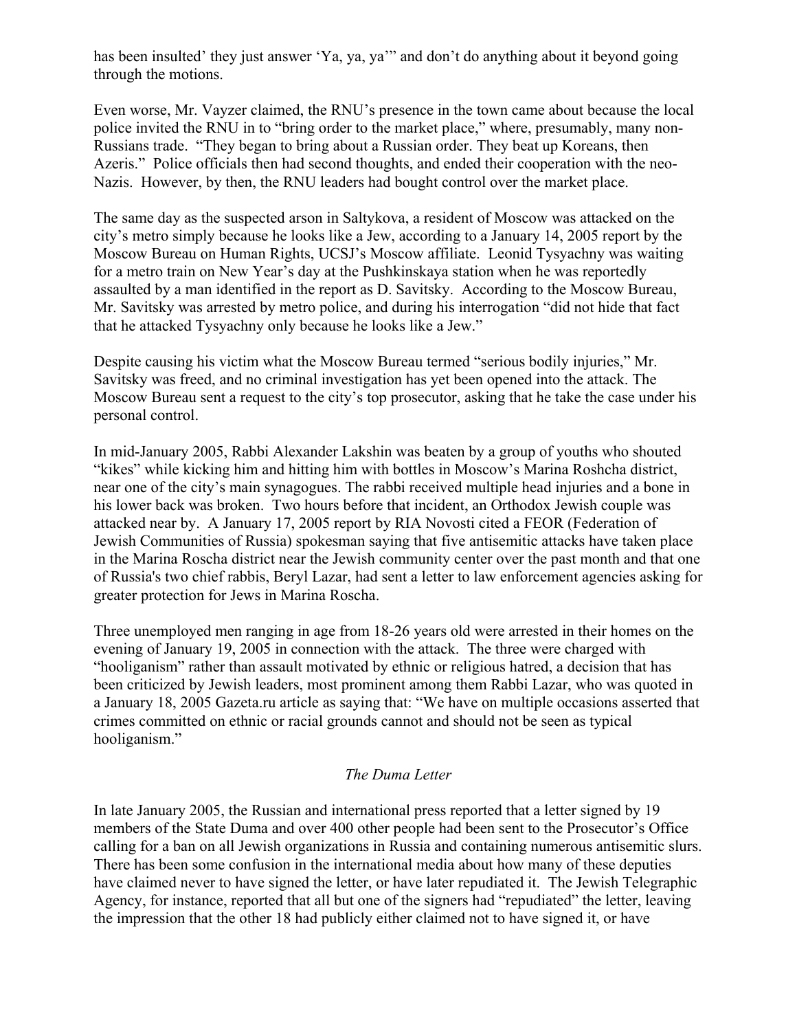has been insulted' they just answer 'Ya, ya, ya'" and don't do anything about it beyond going through the motions.

Even worse, Mr. Vayzer claimed, the RNU's presence in the town came about because the local police invited the RNU in to "bring order to the market place," where, presumably, many non-Russians trade. "They began to bring about a Russian order. They beat up Koreans, then Azeris." Police officials then had second thoughts, and ended their cooperation with the neo-Nazis. However, by then, the RNU leaders had bought control over the market place.

The same day as the suspected arson in Saltykova, a resident of Moscow was attacked on the city's metro simply because he looks like a Jew, according to a January 14, 2005 report by the Moscow Bureau on Human Rights, UCSJ's Moscow affiliate. Leonid Tysyachny was waiting for a metro train on New Year's day at the Pushkinskaya station when he was reportedly assaulted by a man identified in the report as D. Savitsky. According to the Moscow Bureau, Mr. Savitsky was arrested by metro police, and during his interrogation "did not hide that fact that he attacked Tysyachny only because he looks like a Jew."

Despite causing his victim what the Moscow Bureau termed "serious bodily injuries," Mr. Savitsky was freed, and no criminal investigation has yet been opened into the attack. The Moscow Bureau sent a request to the city's top prosecutor, asking that he take the case under his personal control.

In mid-January 2005, Rabbi Alexander Lakshin was beaten by a group of youths who shouted "kikes" while kicking him and hitting him with bottles in Moscow's Marina Roshcha district, near one of the city's main synagogues. The rabbi received multiple head injuries and a bone in his lower back was broken. Two hours before that incident, an Orthodox Jewish couple was attacked near by. A January 17, 2005 report by RIA Novosti cited a FEOR (Federation of Jewish Communities of Russia) spokesman saying that five antisemitic attacks have taken place in the Marina Roscha district near the Jewish community center over the past month and that one of Russia's two chief rabbis, Beryl Lazar, had sent a letter to law enforcement agencies asking for greater protection for Jews in Marina Roscha.

Three unemployed men ranging in age from 18-26 years old were arrested in their homes on the evening of January 19, 2005 in connection with the attack. The three were charged with "hooliganism" rather than assault motivated by ethnic or religious hatred, a decision that has been criticized by Jewish leaders, most prominent among them Rabbi Lazar, who was quoted in a January 18, 2005 Gazeta.ru article as saying that: "We have on multiple occasions asserted that crimes committed on ethnic or racial grounds cannot and should not be seen as typical hooliganism."

*The Duma Letter*

In late January 2005, the Russian and international press reported that a letter signed by 19 members of the State Duma and over 400 other people had been sent to the Prosecutor's Office calling for a ban on all Jewish organizations in Russia and containing numerous antisemitic slurs. There has been some confusion in the international media about how many of these deputies have claimed never to have signed the letter, or have later repudiated it. The Jewish Telegraphic Agency, for instance, reported that all but one of the signers had "repudiated" the letter, leaving the impression that the other 18 had publicly either claimed not to have signed it, or have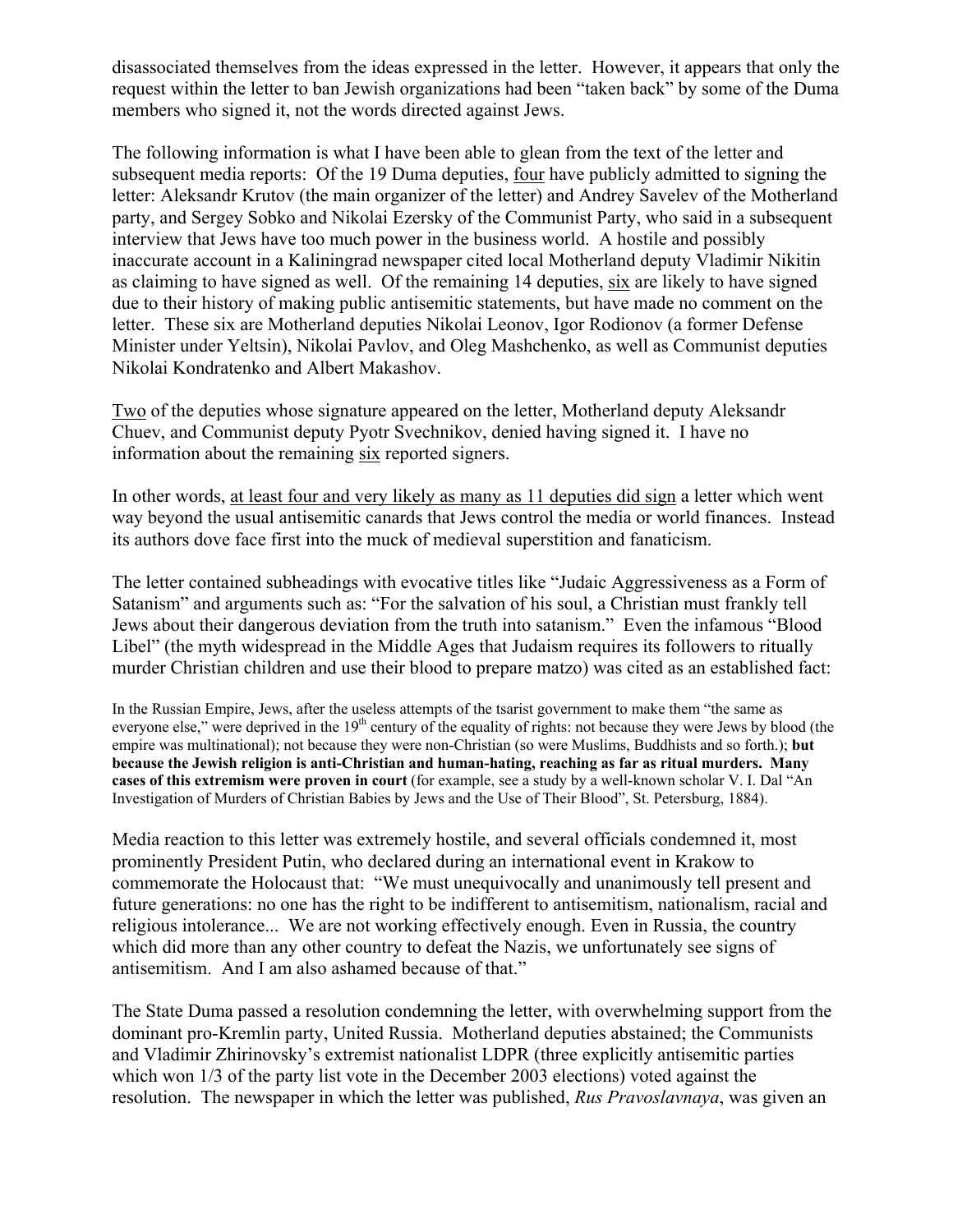disassociated themselves from the ideas expressed in the letter. However, it appears that only the request within the letter to ban Jewish organizations had been "taken back" by some of the Duma members who signed it, not the words directed against Jews.

The following information is what I have been able to glean from the text of the letter and subsequent media reports: Of the 19 Duma deputies, <u>four</u> have publicly admitted to signing the letter: Aleksandr Krutov (the main organizer of the letter) and Andrey Savelev of the Motherland party, and Sergey Sobko and Nikolai Ezersky of the Communist Party, who said in a subsequent interview that Jews have too much power in the business world. A hostile and possibly inaccurate account in a Kaliningrad newspaper cited local Motherland deputy Vladimir Nikitin as claiming to have signed as well. Of the remaining 14 deputies, <u>six</u> are likely to have signed due to their history of making public antisemitic statements, but have made no comment on the letter. These six are Motherland deputies Nikolai Leonov, Igor Rodionov (a former Defense Minister under Yeltsin), Nikolai Pavlov, and Oleg Mashchenko, as well as Communist deputies Nikolai Kondratenko and Albert Makashov.

<u>Two</u> of the deputies whose signature appeared on the letter, Motherland deputy Aleksandr Chuev, and Communist deputy Pyotr Svechnikov, denied having signed it. I have no information about the remaining <u>six</u> reported signers.

In other words, <u>at least four and very likely as many as 11 deputies did sign</u> a letter which went way beyond the usual antisemitic canards that Jews control the media or world finances. Instead its authors dove face first into the muck of medieval superstition and fanaticism.

The letter contained subheadings with evocative titles like "Judaic Aggressiveness as a Form of Satanism" and arguments such as: "For the salvation of his soul, a Christian must frankly tell Jews about their dangerous deviation from the truth into satanism." Even the infamous "Blood Libel" (the myth widespread in the Middle Ages that Judaism requires its followers to ritually murder Christian children and use their blood to prepare matzo) was cited as an established fact:

> In the Russian Empire, Jews, after the useless attempts of the tsarist government to make them "the same as everyone else," were deprived in the 19th century of the equality of rights: not because they were Jews by blood (the empire was multinational); not because they were non-Christian (so were Muslims, Buddhists and so forth.); **but because the Jewish religion is anti-Christian and human-hating, reaching as far as ritual murders. Many cases of this extremism were proven in court** (for example, see a study by a well-known scholar V. I. Dal "An Investigation of Murders of Christian Babies by Jews and the Use of Their Blood", St. Petersburg, 1884).

Media reaction to this letter was extremely hostile, and several officials condemned it, most prominently President Putin, who declared during an international event in Krakow to commemorate the Holocaust that: "We must unequivocally and unanimously tell present and future generations: no one has the right to be indifferent to antisemitism, nationalism, racial and religious intolerance... We are not working effectively enough. Even in Russia, the country which did more than any other country to defeat the Nazis, we unfortunately see signs of antisemitism. And I am also ashamed because of that."

The State Duma passed a resolution condemning the letter, with overwhelming support from the dominant pro-Kremlin party, United Russia. Motherland deputies abstained; the Communists and Vladimir Zhirinovsky's extremist nationalist LDPR (three explicitly antisemitic parties which won 1/3 of the party list vote in the December 2003 elections) voted against the resolution. The newspaper in which the letter was published, *Rus Pravoslavnaya*, was given an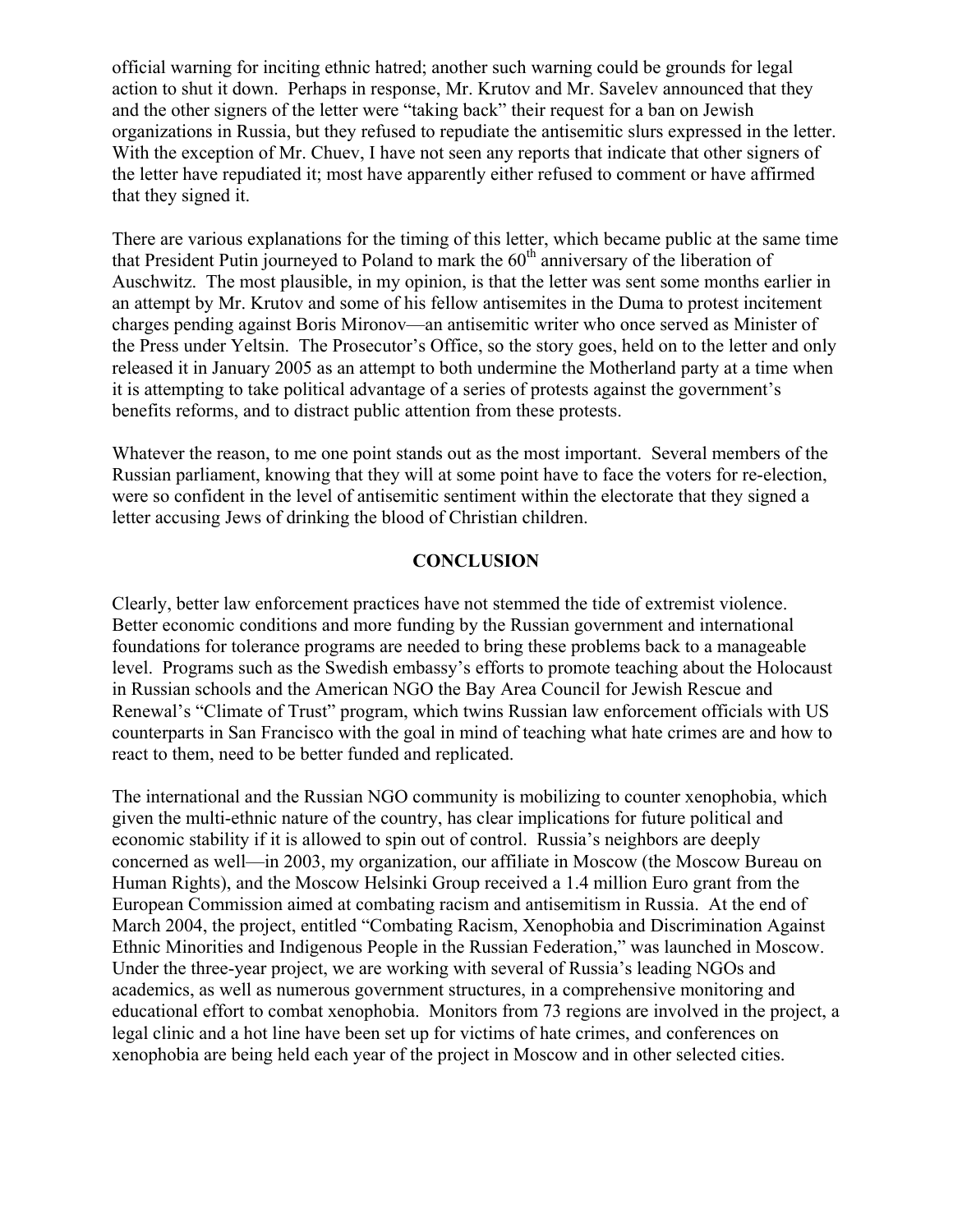official warning for inciting ethnic hatred; another such warning could be grounds for legal action to shut it down. Perhaps in response, Mr. Krutov and Mr. Savelev announced that they and the other signers of the letter were "taking back" their request for a ban on Jewish organizations in Russia, but they refused to repudiate the antisemitic slurs expressed in the letter. With the exception of Mr. Chuev, I have not seen any reports that indicate that other signers of the letter have repudiated it; most have apparently either refused to comment or have affirmed that they signed it.

There are various explanations for the timing of this letter, which became public at the same time that President Putin journeyed to Poland to mark the 60th anniversary of the liberation of Auschwitz. The most plausible, in my opinion, is that the letter was sent some months earlier in an attempt by Mr. Krutov and some of his fellow antisemites in the Duma to protest incitement charges pending against Boris Mironov—an antisemitic writer who once served as Minister of the Press under Yeltsin. The Prosecutor's Office, so the story goes, held on to the letter and only released it in January 2005 as an attempt to both undermine the Motherland party at a time when it is attempting to take political advantage of a series of protests against the government's benefits reforms, and to distract public attention from these protests.

Whatever the reason, to me one point stands out as the most important. Several members of the Russian parliament, knowing that they will at some point have to face the voters for re-election, were so confident in the level of antisemitic sentiment within the electorate that they signed a letter accusing Jews of drinking the blood of Christian children.

## CONCLUSION

Clearly, better law enforcement practices have not stemmed the tide of extremist violence. Better economic conditions and more funding by the Russian government and international foundations for tolerance programs are needed to bring these problems back to a manageable level. Programs such as the Swedish embassy's efforts to promote teaching about the Holocaust in Russian schools and the American NGO the Bay Area Council for Jewish Rescue and Renewal's "Climate of Trust" program, which twins Russian law enforcement officials with US counterparts in San Francisco with the goal in mind of teaching what hate crimes are and how to react to them, need to be better funded and replicated.

The international and the Russian NGO community is mobilizing to counter xenophobia, which given the multi-ethnic nature of the country, has clear implications for future political and economic stability if it is allowed to spin out of control. Russia's neighbors are deeply concerned as well—in 2003, my organization, our affiliate in Moscow (the Moscow Bureau on Human Rights), and the Moscow Helsinki Group received a 1.4 million Euro grant from the European Commission aimed at combating racism and antisemitism in Russia. At the end of March 2004, the project, entitled "Combating Racism, Xenophobia and Discrimination Against Ethnic Minorities and Indigenous People in the Russian Federation," was launched in Moscow. Under the three-year project, we are working with several of Russia's leading NGOs and academics, as well as numerous government structures, in a comprehensive monitoring and educational effort to combat xenophobia. Monitors from 73 regions are involved in the project, a legal clinic and a hot line have been set up for victims of hate crimes, and conferences on xenophobia are being held each year of the project in Moscow and in other selected cities.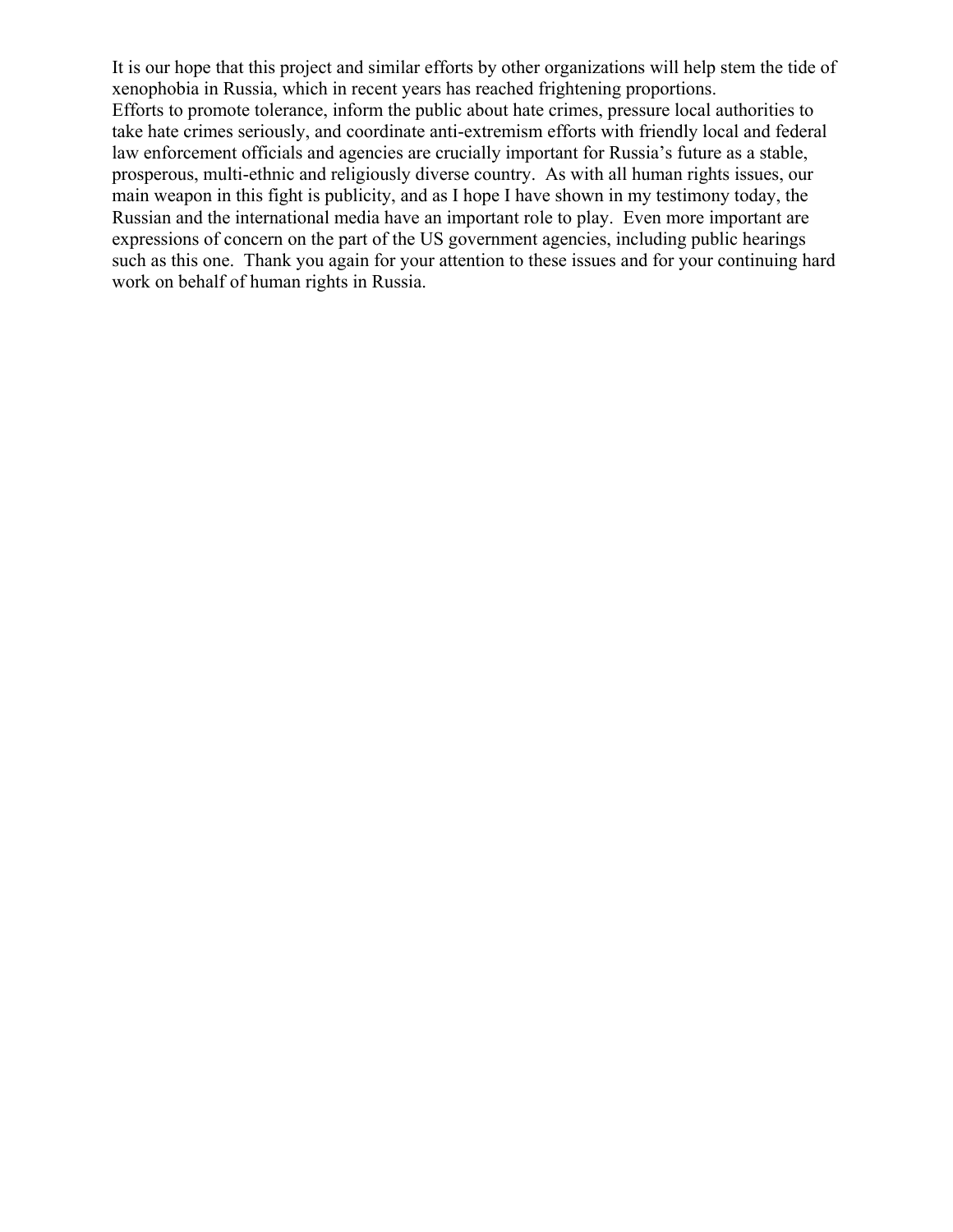It is our hope that this project and similar efforts by other organizations will help stem the tide of xenophobia in Russia, which in recent years has reached frightening proportions.

Efforts to promote tolerance, inform the public about hate crimes, pressure local authorities to take hate crimes seriously, and coordinate anti-extremism efforts with friendly local and federal law enforcement officials and agencies are crucially important for Russia's future as a stable, prosperous, multi-ethnic and religiously diverse country. As with all human rights issues, our main weapon in this fight is publicity, and as I hope I have shown in my testimony today, the Russian and the international media have an important role to play. Even more important are expressions of concern on the part of the US government agencies, including public hearings such as this one. Thank you again for your attention to these issues and for your continuing hard work on behalf of human rights in Russia.